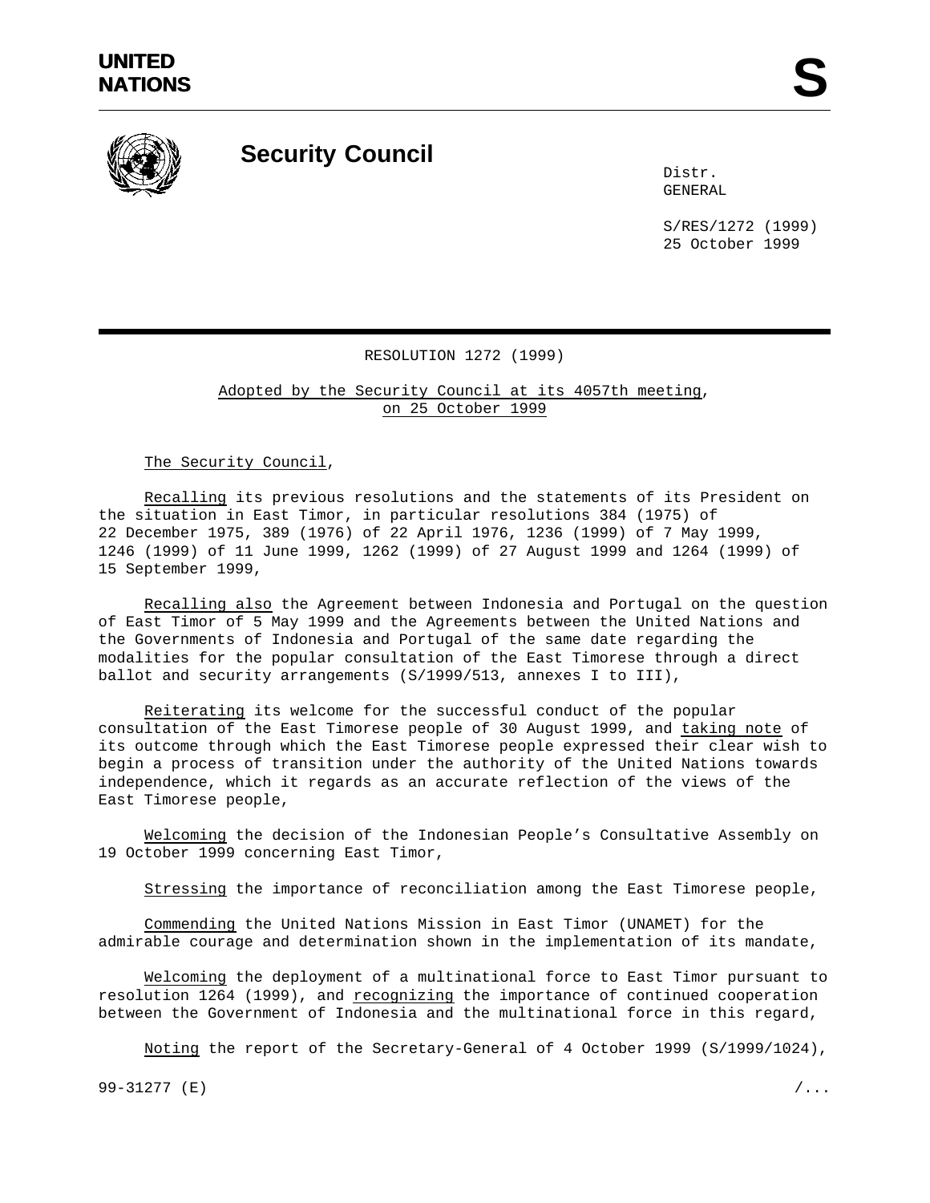# UNITED NATIONS

# Security Council

Distr.
GENERAL

S/RES/1272 (1999)
25 October 1999

## RESOLUTION 1272 (1999)

Adopted by the Security Council at its 4057th meeting, on 25 October 1999

The Security Council,

Recalling its previous resolutions and the statements of its President on the situation in East Timor, in particular resolutions 384 (1975) of 22 December 1975, 389 (1976) of 22 April 1976, 1236 (1999) of 7 May 1999, 1246 (1999) of 11 June 1999, 1262 (1999) of 27 August 1999 and 1264 (1999) of 15 September 1999,

Recalling also the Agreement between Indonesia and Portugal on the question of East Timor of 5 May 1999 and the Agreements between the United Nations and the Governments of Indonesia and Portugal of the same date regarding the modalities for the popular consultation of the East Timorese through a direct ballot and security arrangements (S/1999/513, annexes I to III),

Reiterating its welcome for the successful conduct of the popular consultation of the East Timorese people of 30 August 1999, and taking note of its outcome through which the East Timorese people expressed their clear wish to begin a process of transition under the authority of the United Nations towards independence, which it regards as an accurate reflection of the views of the East Timorese people,

Welcoming the decision of the Indonesian People's Consultative Assembly on 19 October 1999 concerning East Timor,

Stressing the importance of reconciliation among the East Timorese people,

Commending the United Nations Mission in East Timor (UNAMET) for the admirable courage and determination shown in the implementation of its mandate,

Welcoming the deployment of a multinational force to East Timor pursuant to resolution 1264 (1999), and recognizing the importance of continued cooperation between the Government of Indonesia and the multinational force in this regard,

Noting the report of the Secretary-General of 4 October 1999 (S/1999/1024),

99-31277 (E)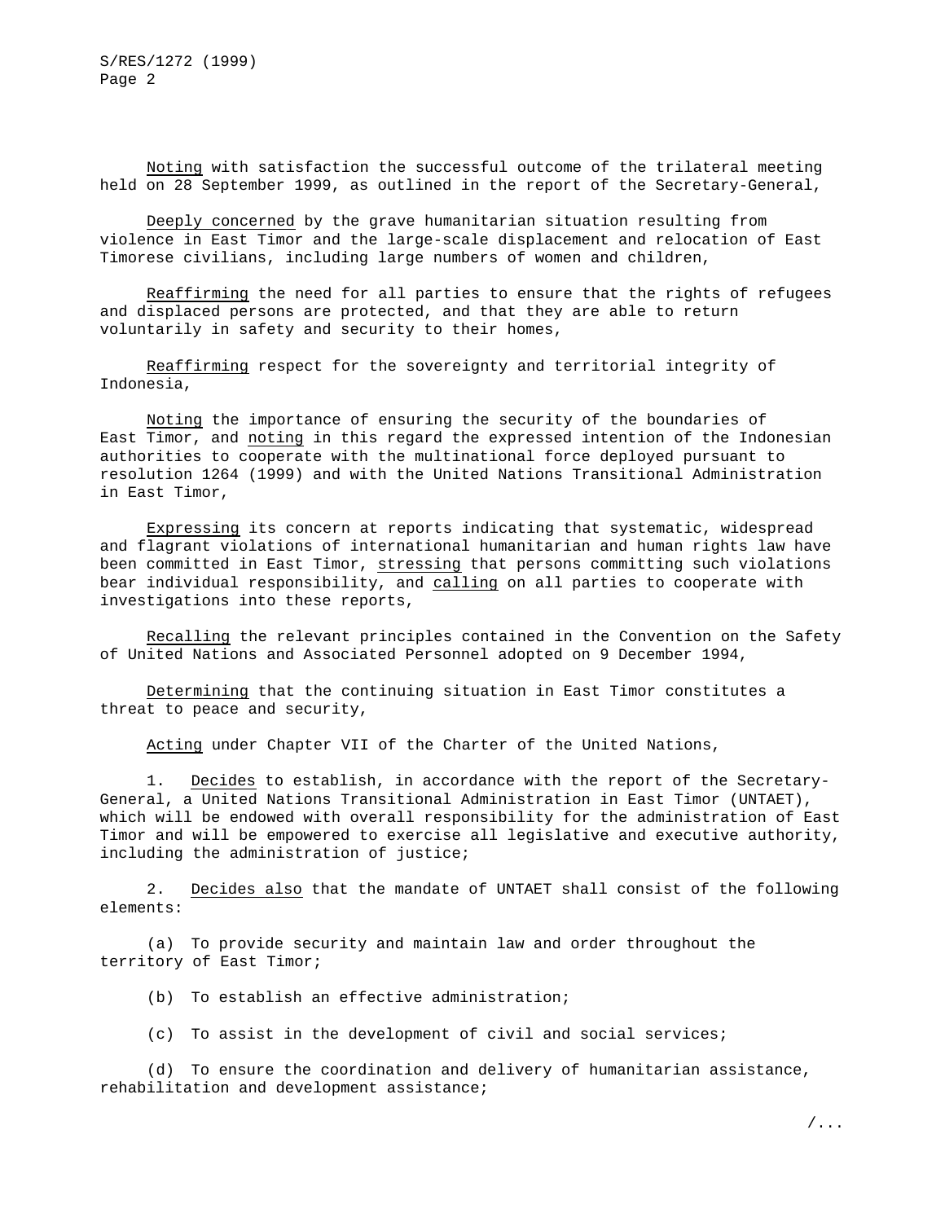Noting with satisfaction the successful outcome of the trilateral meeting held on 28 September 1999, as outlined in the report of the Secretary-General,

Deeply concerned by the grave humanitarian situation resulting from violence in East Timor and the large-scale displacement and relocation of East Timorese civilians, including large numbers of women and children,

Reaffirming the need for all parties to ensure that the rights of refugees and displaced persons are protected, and that they are able to return voluntarily in safety and security to their homes,

Reaffirming respect for the sovereignty and territorial integrity of Indonesia,

Noting the importance of ensuring the security of the boundaries of East Timor, and noting in this regard the expressed intention of the Indonesian authorities to cooperate with the multinational force deployed pursuant to resolution 1264 (1999) and with the United Nations Transitional Administration in East Timor,

Expressing its concern at reports indicating that systematic, widespread and flagrant violations of international humanitarian and human rights law have been committed in East Timor, stressing that persons committing such violations bear individual responsibility, and calling on all parties to cooperate with investigations into these reports,

Recalling the relevant principles contained in the Convention on the Safety of United Nations and Associated Personnel adopted on 9 December 1994,

Determining that the continuing situation in East Timor constitutes a threat to peace and security,

Acting under Chapter VII of the Charter of the United Nations,

1. Decides to establish, in accordance with the report of the Secretary-General, a United Nations Transitional Administration in East Timor (UNTAET), which will be endowed with overall responsibility for the administration of East Timor and will be empowered to exercise all legislative and executive authority, including the administration of justice;

2. Decides also that the mandate of UNTAET shall consist of the following elements:

(a) To provide security and maintain law and order throughout the territory of East Timor;

(b) To establish an effective administration;

(c) To assist in the development of civil and social services;

(d) To ensure the coordination and delivery of humanitarian assistance, rehabilitation and development assistance;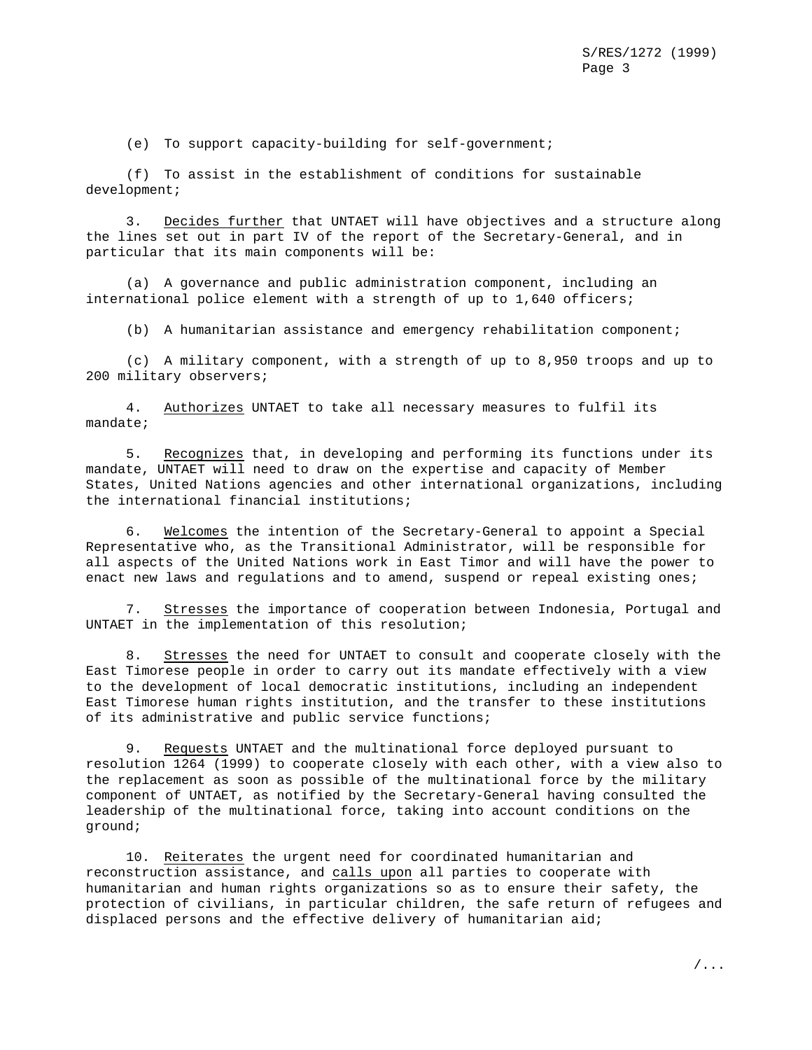(e) To support capacity-building for self-government;

(f) To assist in the establishment of conditions for sustainable development;

3. _Decides further_ that UNTAET will have objectives and a structure along the lines set out in part IV of the report of the Secretary-General, and in particular that its main components will be:

(a) A governance and public administration component, including an international police element with a strength of up to 1,640 officers;

(b) A humanitarian assistance and emergency rehabilitation component;

(c) A military component, with a strength of up to 8,950 troops and up to 200 military observers;

4. _Authorizes_ UNTAET to take all necessary measures to fulfil its mandate;

5. _Recognizes_ that, in developing and performing its functions under its mandate, UNTAET will need to draw on the expertise and capacity of Member States, United Nations agencies and other international organizations, including the international financial institutions;

6. _Welcomes_ the intention of the Secretary-General to appoint a Special Representative who, as the Transitional Administrator, will be responsible for all aspects of the United Nations work in East Timor and will have the power to enact new laws and regulations and to amend, suspend or repeal existing ones;

7. _Stresses_ the importance of cooperation between Indonesia, Portugal and UNTAET in the implementation of this resolution;

8. _Stresses_ the need for UNTAET to consult and cooperate closely with the East Timorese people in order to carry out its mandate effectively with a view to the development of local democratic institutions, including an independent East Timorese human rights institution, and the transfer to these institutions of its administrative and public service functions;

9. _Requests_ UNTAET and the multinational force deployed pursuant to resolution 1264 (1999) to cooperate closely with each other, with a view also to the replacement as soon as possible of the multinational force by the military component of UNTAET, as notified by the Secretary-General having consulted the leadership of the multinational force, taking into account conditions on the ground;

10. _Reiterates_ the urgent need for coordinated humanitarian and reconstruction assistance, and _calls upon_ all parties to cooperate with humanitarian and human rights organizations so as to ensure their safety, the protection of civilians, in particular children, the safe return of refugees and displaced persons and the effective delivery of humanitarian aid;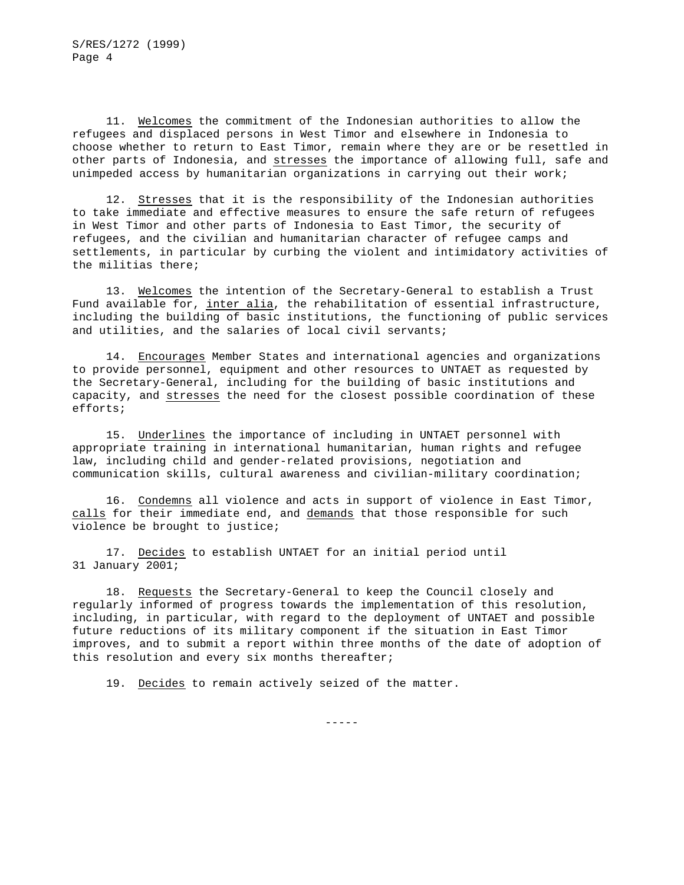11. _Welcomes_ the commitment of the Indonesian authorities to allow the refugees and displaced persons in West Timor and elsewhere in Indonesia to choose whether to return to East Timor, remain where they are or be resettled in other parts of Indonesia, and _stresses_ the importance of allowing full, safe and unimpeded access by humanitarian organizations in carrying out their work;

12. _Stresses_ that it is the responsibility of the Indonesian authorities to take immediate and effective measures to ensure the safe return of refugees in West Timor and other parts of Indonesia to East Timor, the security of refugees, and the civilian and humanitarian character of refugee camps and settlements, in particular by curbing the violent and intimidatory activities of the militias there;

13. _Welcomes_ the intention of the Secretary-General to establish a Trust Fund available for, _inter alia_, the rehabilitation of essential infrastructure, including the building of basic institutions, the functioning of public services and utilities, and the salaries of local civil servants;

14. _Encourages_ Member States and international agencies and organizations to provide personnel, equipment and other resources to UNTAET as requested by the Secretary-General, including for the building of basic institutions and capacity, and _stresses_ the need for the closest possible coordination of these efforts;

15. _Underlines_ the importance of including in UNTAET personnel with appropriate training in international humanitarian, human rights and refugee law, including child and gender-related provisions, negotiation and communication skills, cultural awareness and civilian-military coordination;

16. _Condemns_ all violence and acts in support of violence in East Timor, _calls_ for their immediate end, and _demands_ that those responsible for such violence be brought to justice;

17. _Decides_ to establish UNTAET for an initial period until 31 January 2001;

18. _Requests_ the Secretary-General to keep the Council closely and regularly informed of progress towards the implementation of this resolution, including, in particular, with regard to the deployment of UNTAET and possible future reductions of its military component if the situation in East Timor improves, and to submit a report within three months of the date of adoption of this resolution and every six months thereafter;

19. _Decides_ to remain actively seized of the matter.

-----